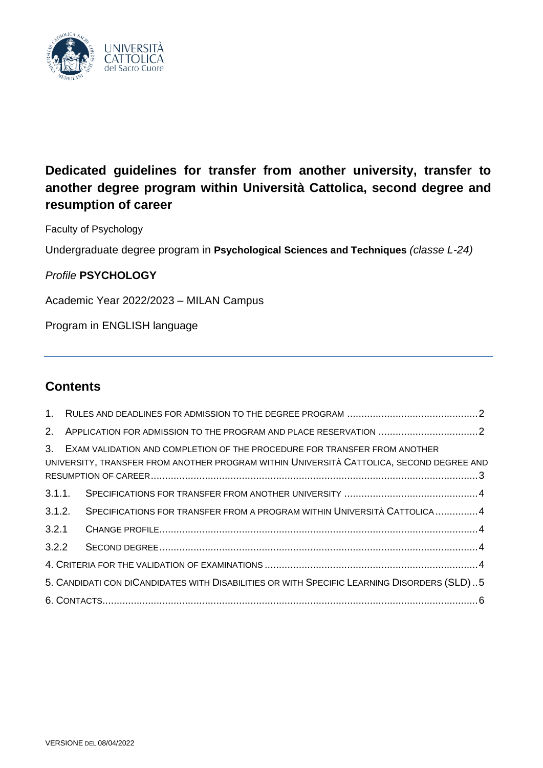# Dedicated guidelines for transfer from another university, transfer to another degree program within Università Cattolica, second degree and resumption of career

Faculty of Psychology

Undergraduate degree program in **Psychological Sciences and Techniques** *(classe L-24)*

*Profile* **PSYCHOLOGY**

Academic Year 2022/2023 – MILAN Campus

Program in ENGLISH language

---

## Contents

1. RULES AND DEADLINES FOR ADMISSION TO THE DEGREE PROGRAM ........ 2
2. APPLICATION FOR ADMISSION TO THE PROGRAM AND PLACE RESERVATION ........ 2
3. EXAM VALIDATION AND COMPLETION OF THE PROCEDURE FOR TRANSFER FROM ANOTHER UNIVERSITY, TRANSFER FROM ANOTHER PROGRAM WITHIN UNIVERSITÀ CATTOLICA, SECOND DEGREE AND RESUMPTION OF CAREER ........ 3

3.1.1. SPECIFICATIONS FOR TRANSFER FROM ANOTHER UNIVERSITY ........ 4

3.1.2. SPECIFICATIONS FOR TRANSFER FROM A PROGRAM WITHIN UNIVERSITÀ CATTOLICA ........ 4

3.2.1 CHANGE PROFILE ........ 4

3.2.2 SECOND DEGREE ........ 4

4. CRITERIA FOR THE VALIDATION OF EXAMINATIONS ........ 4
5. CANDIDATI CON DICANDIDATES WITH DISABILITIES OR WITH SPECIFIC LEARNING DISORDERS (SLD) ........ 5
6. CONTACTS ........ 6

VERSIONE DEL 08/04/2022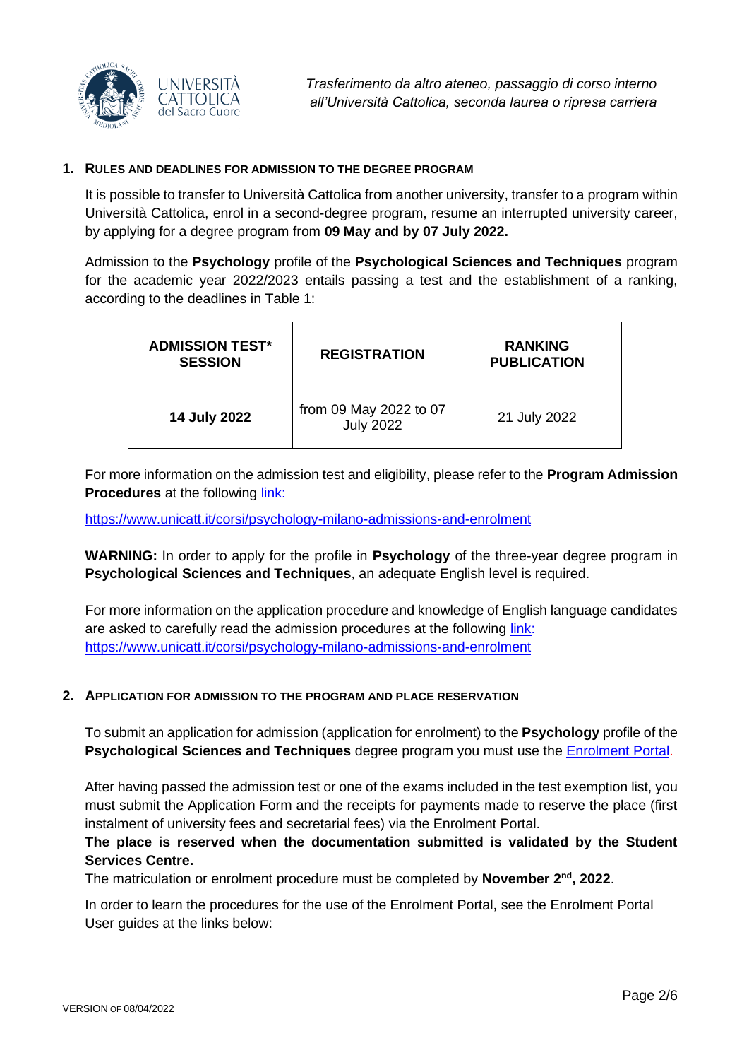## 1. Rules and deadlines for admission to the degree program

It is possible to transfer to Università Cattolica from another university, transfer to a program within Università Cattolica, enrol in a second-degree program, resume an interrupted university career, by applying for a degree program from **09 May and by 07 July 2022.**

Admission to the **Psychology** profile of the **Psychological Sciences and Techniques** program for the academic year 2022/2023 entails passing a test and the establishment of a ranking, according to the deadlines in Table 1:

| ADMISSION TEST* SESSION | REGISTRATION | RANKING PUBLICATION |
|---|---|---|
| **14 July 2022** | from 09 May 2022 to 07 July 2022 | 21 July 2022 |

For more information on the admission test and eligibility, please refer to the **Program Admission Procedures** at the following link:

https://www.unicatt.it/corsi/psychology-milano-admissions-and-enrolment

**WARNING:** In order to apply for the profile in **Psychology** of the three-year degree program in **Psychological Sciences and Techniques**, an adequate English level is required.

For more information on the application procedure and knowledge of English language candidates are asked to carefully read the admission procedures at the following link:
https://www.unicatt.it/corsi/psychology-milano-admissions-and-enrolment

## 2. Application for admission to the program and place reservation

To submit an application for admission (application for enrolment) to the **Psychology** profile of the **Psychological Sciences and Techniques** degree program you must use the Enrolment Portal.

After having passed the admission test or one of the exams included in the test exemption list, you must submit the Application Form and the receipts for payments made to reserve the place (first instalment of university fees and secretarial fees) via the Enrolment Portal.

**The place is reserved when the documentation submitted is validated by the Student Services Centre.**

The matriculation or enrolment procedure must be completed by **November 2nd, 2022**.

In order to learn the procedures for the use of the Enrolment Portal, see the Enrolment Portal User guides at the links below: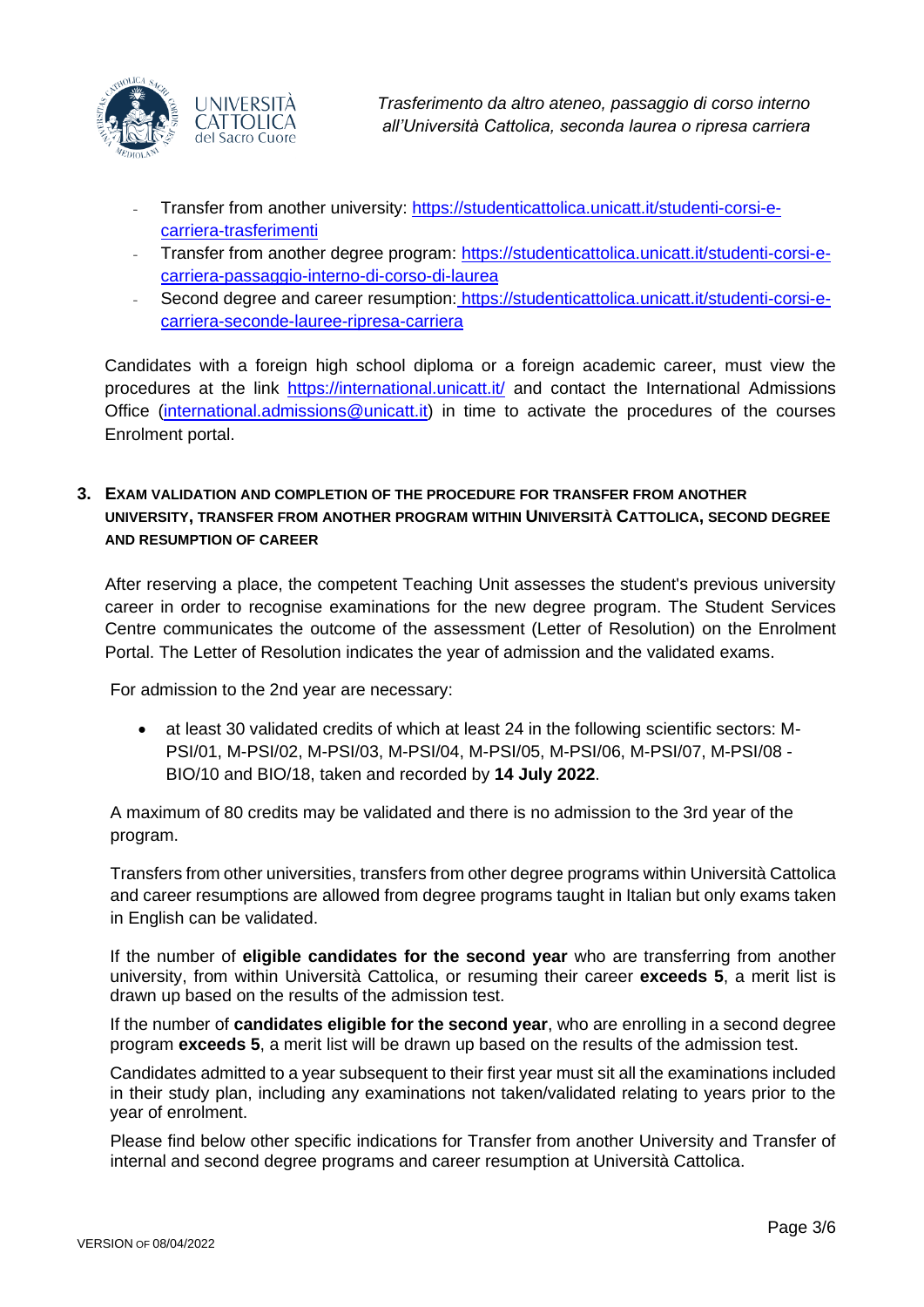- Transfer from another university: [https://studenticattolica.unicatt.it/studenti-corsi-e-carriera-trasferimenti](https://studenticattolica.unicatt.it/studenti-corsi-e-carriera-trasferimenti)
- Transfer from another degree program: [https://studenticattolica.unicatt.it/studenti-corsi-e-carriera-passaggio-interno-di-corso-di-laurea](https://studenticattolica.unicatt.it/studenti-corsi-e-carriera-passaggio-interno-di-corso-di-laurea)
- Second degree and career resumption: [https://studenticattolica.unicatt.it/studenti-corsi-e-carriera-seconde-lauree-ripresa-carriera](https://studenticattolica.unicatt.it/studenti-corsi-e-carriera-seconde-lauree-ripresa-carriera)

Candidates with a foreign high school diploma or a foreign academic career, must view the procedures at the link [https://international.unicatt.it/](https://international.unicatt.it/) and contact the International Admissions Office ([international.admissions@unicatt.it](mailto:international.admissions@unicatt.it)) in time to activate the procedures of the courses Enrolment portal.

## 3. Exam validation and completion of the procedure for transfer from another university, transfer from another program within Università Cattolica, second degree and resumption of career

After reserving a place, the competent Teaching Unit assesses the student's previous university career in order to recognise examinations for the new degree program. The Student Services Centre communicates the outcome of the assessment (Letter of Resolution) on the Enrolment Portal. The Letter of Resolution indicates the year of admission and the validated exams.

For admission to the 2nd year are necessary:

- at least 30 validated credits of which at least 24 in the following scientific sectors: M-PSI/01, M-PSI/02, M-PSI/03, M-PSI/04, M-PSI/05, M-PSI/06, M-PSI/07, M-PSI/08 - BIO/10 and BIO/18, taken and recorded by **14 July 2022**.

A maximum of 80 credits may be validated and there is no admission to the 3rd year of the program.

Transfers from other universities, transfers from other degree programs within Università Cattolica and career resumptions are allowed from degree programs taught in Italian but only exams taken in English can be validated.

If the number of **eligible candidates for the second year** who are transferring from another university, from within Università Cattolica, or resuming their career **exceeds 5**, a merit list is drawn up based on the results of the admission test.

If the number of **candidates eligible for the second year**, who are enrolling in a second degree program **exceeds 5**, a merit list will be drawn up based on the results of the admission test.

Candidates admitted to a year subsequent to their first year must sit all the examinations included in their study plan, including any examinations not taken/validated relating to years prior to the year of enrolment.

Please find below other specific indications for Transfer from another University and Transfer of internal and second degree programs and career resumption at Università Cattolica.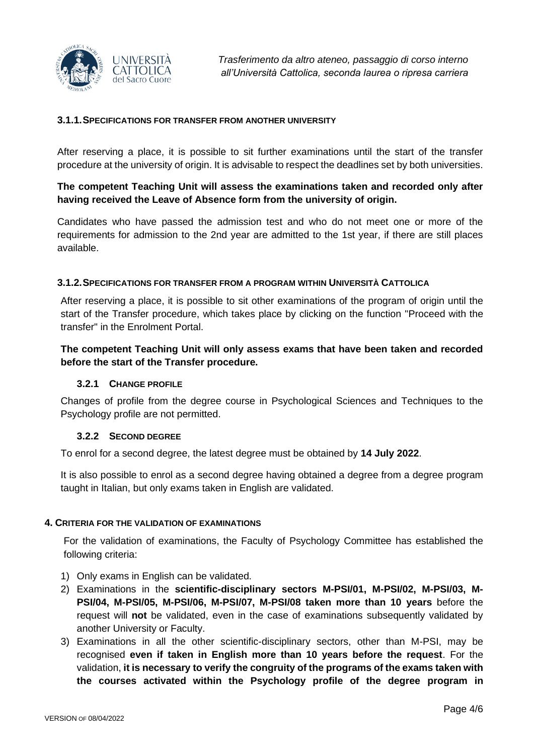### 3.1.1. SPECIFICATIONS FOR TRANSFER FROM ANOTHER UNIVERSITY

After reserving a place, it is possible to sit further examinations until the start of the transfer procedure at the university of origin. It is advisable to respect the deadlines set by both universities.

**The competent Teaching Unit will assess the examinations taken and recorded only after having received the Leave of Absence form from the university of origin.**

Candidates who have passed the admission test and who do not meet one or more of the requirements for admission to the 2nd year are admitted to the 1st year, if there are still places available.

### 3.1.2. SPECIFICATIONS FOR TRANSFER FROM A PROGRAM WITHIN UNIVERSITÀ CATTOLICA

After reserving a place, it is possible to sit other examinations of the program of origin until the start of the Transfer procedure, which takes place by clicking on the function "Proceed with the transfer" in the Enrolment Portal.

**The competent Teaching Unit will only assess exams that have been taken and recorded before the start of the Transfer procedure.**

#### 3.2.1 CHANGE PROFILE

Changes of profile from the degree course in Psychological Sciences and Techniques to the Psychology profile are not permitted.

#### 3.2.2 SECOND DEGREE

To enrol for a second degree, the latest degree must be obtained by **14 July 2022**.

It is also possible to enrol as a second degree having obtained a degree from a degree program taught in Italian, but only exams taken in English are validated.

## 4. CRITERIA FOR THE VALIDATION OF EXAMINATIONS

For the validation of examinations, the Faculty of Psychology Committee has established the following criteria:

1) Only exams in English can be validated.
2) Examinations in the **scientific-disciplinary sectors M-PSI/01, M-PSI/02, M-PSI/03, M-PSI/04, M-PSI/05, M-PSI/06, M-PSI/07, M-PSI/08 taken more than 10 years** before the request will **not** be validated, even in the case of examinations subsequently validated by another University or Faculty.
3) Examinations in all the other scientific-disciplinary sectors, other than M-PSI, may be recognised **even if taken in English more than 10 years before the request**. For the validation, **it is necessary to verify the congruity of the programs of the exams taken with the courses activated within the Psychology profile of the degree program in**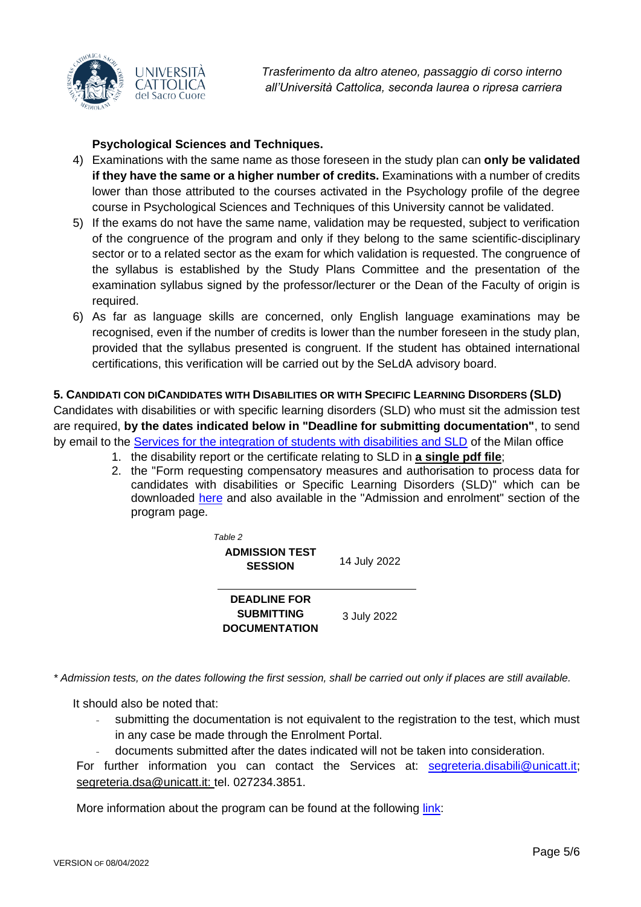**Psychological Sciences and Techniques.**

4) Examinations with the same name as those foreseen in the study plan can **only be validated if they have the same or a higher number of credits.** Examinations with a number of credits lower than those attributed to the courses activated in the Psychology profile of the degree course in Psychological Sciences and Techniques of this University cannot be validated.
5) If the exams do not have the same name, validation may be requested, subject to verification of the congruence of the program and only if they belong to the same scientific-disciplinary sector or to a related sector as the exam for which validation is requested. The congruence of the syllabus is established by the Study Plans Committee and the presentation of the examination syllabus signed by the professor/lecturer or the Dean of the Faculty of origin is required.
6) As far as language skills are concerned, only English language examinations may be recognised, even if the number of credits is lower than the number foreseen in the study plan, provided that the syllabus presented is congruent. If the student has obtained international certifications, this verification will be carried out by the SeLdA advisory board.

## 5. CANDIDATI CON DICANDIDATES WITH DISABILITIES OR WITH SPECIFIC LEARNING DISORDERS (SLD)

Candidates with disabilities or with specific learning disorders (SLD) who must sit the admission test are required, **by the dates indicated below in "Deadline for submitting documentation"**, to send by email to the Services for the integration of students with disabilities and SLD of the Milan office

1. the disability report or the certificate relating to SLD in **a single pdf file**;
2. the "Form requesting compensatory measures and authorisation to process data for candidates with disabilities or Specific Learning Disorders (SLD)" which can be downloaded here and also available in the "Admission and enrolment" section of the program page.

*Table 2*

| ADMISSION TEST SESSION | 14 July 2022 |
|---|---|
| DEADLINE FOR SUBMITTING DOCUMENTATION | 3 July 2022 |

*\* Admission tests, on the dates following the first session, shall be carried out only if places are still available.*

It should also be noted that:

- submitting the documentation is not equivalent to the registration to the test, which must in any case be made through the Enrolment Portal.
- documents submitted after the dates indicated will not be taken into consideration.

For further information you can contact the Services at: segreteria.disabili@unicatt.it; segreteria.dsa@unicatt.it: tel. 027234.3851.

More information about the program can be found at the following link: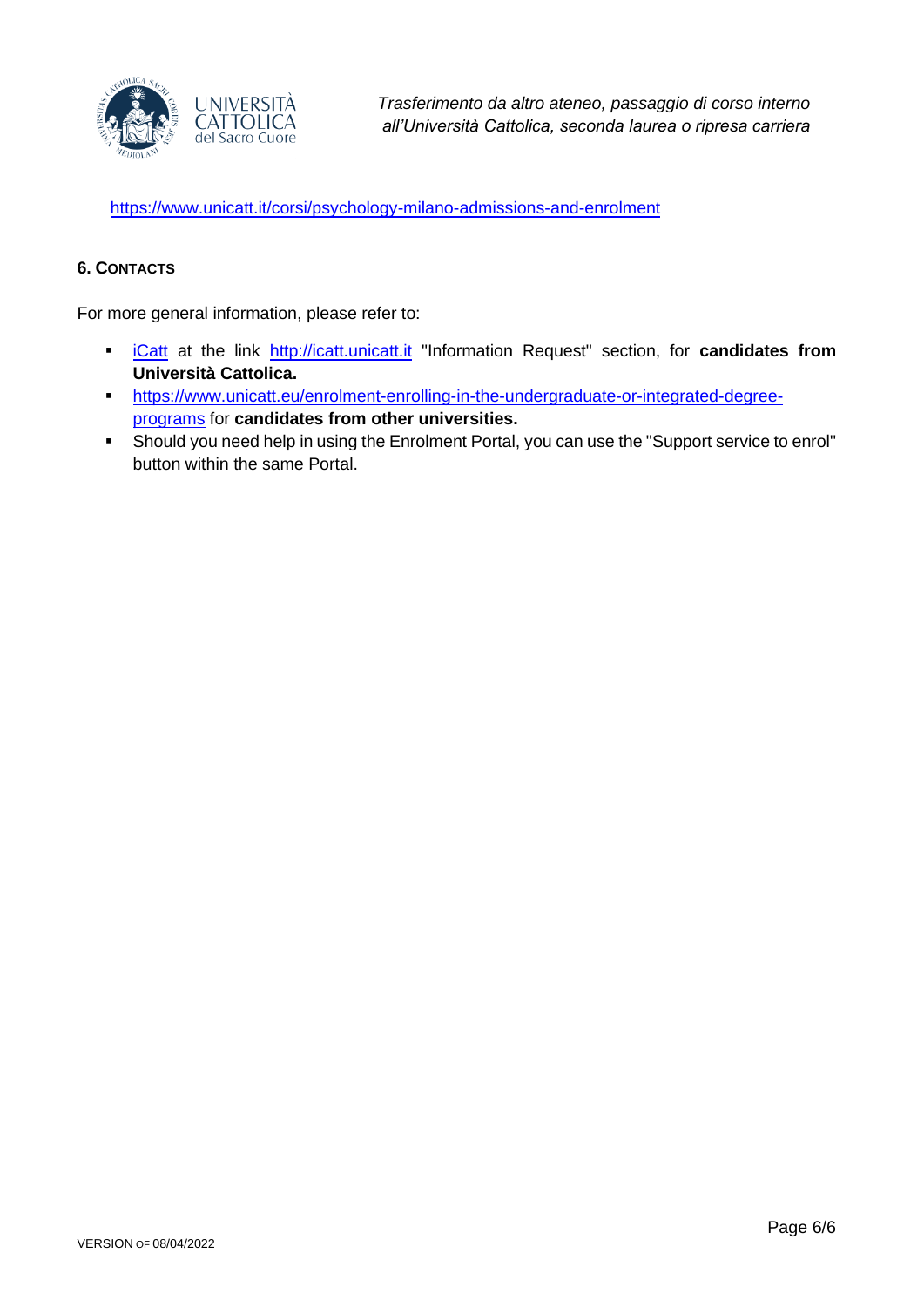https://www.unicatt.it/corsi/psychology-milano-admissions-and-enrolment

### 6. CONTACTS

For more general information, please refer to:

- iCatt at the link http://icatt.unicatt.it "Information Request" section, for **candidates from Università Cattolica.**
- https://www.unicatt.eu/enrolment-enrolling-in-the-undergraduate-or-integrated-degree-programs for **candidates from other universities.**
- Should you need help in using the Enrolment Portal, you can use the "Support service to enrol" button within the same Portal.

VERSION OF 08/04/2022